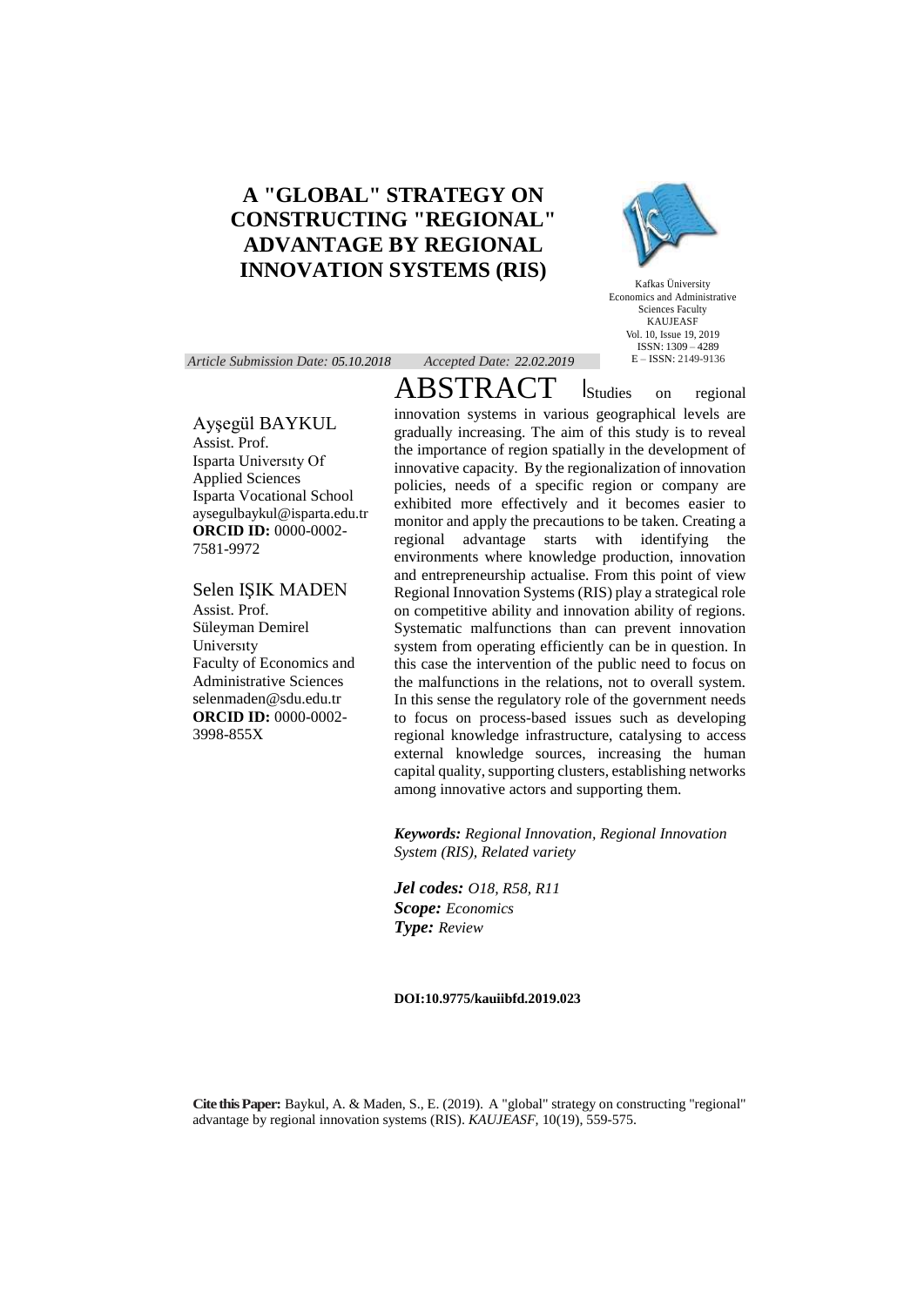# A "GLOBAL" STRATEGY ON CONSTRUCTING "REGIONAL" ADVANTAGE BY REGIONAL INNOVATION SYSTEMS (RIS)

Kafkas Üniversity
Economics and Administrative Sciences Faculty
KAUJEASF
Vol. 10, Issue 19, 2019
ISSN: 1309 – 4289
E – ISSN: 2149-9136

*Article Submission Date: 05.10.2018* *Accepted Date: 22.02.2019*

Ayşegül BAYKUL
Assist. Prof.
Isparta Universıty Of Applied Sciences
Isparta Vocational School
aysegulbaykul@isparta.edu.tr
**ORCID ID:** 0000-0002-7581-9972

Selen IŞIK MADEN
Assist. Prof.
Süleyman Demirel Universıty
Faculty of Economics and Administrative Sciences
selenmaden@sdu.edu.tr
**ORCID ID:** 0000-0002-3998-855X

## ABSTRACT

Studies on regional innovation systems in various geographical levels are gradually increasing. The aim of this study is to reveal the importance of region spatially in the development of innovative capacity. By the regionalization of innovation policies, needs of a specific region or company are exhibited more effectively and it becomes easier to monitor and apply the precautions to be taken. Creating a regional advantage starts with identifying the environments where knowledge production, innovation and entrepreneurship actualise. From this point of view Regional Innovation Systems (RIS) play a strategical role on competitive ability and innovation ability of regions. Systematic malfunctions than can prevent innovation system from operating efficiently can be in question. In this case the intervention of the public need to focus on the malfunctions in the relations, not to overall system. In this sense the regulatory role of the government needs to focus on process-based issues such as developing regional knowledge infrastructure, catalysing to access external knowledge sources, increasing the human capital quality, supporting clusters, establishing networks among innovative actors and supporting them.

***Keywords:*** *Regional Innovation, Regional Innovation System (RIS), Related variety*

***Jel codes:*** *O18, R58, R11*
***Scope:*** *Economics*
***Type:*** *Review*

**DOI:10.9775/kauiibfd.2019.023**

**Cite this Paper:** Baykul, A. & Maden, S., E. (2019). A "global" strategy on constructing "regional" advantage by regional innovation systems (RIS). *KAUJEASF*, 10(19), 559-575.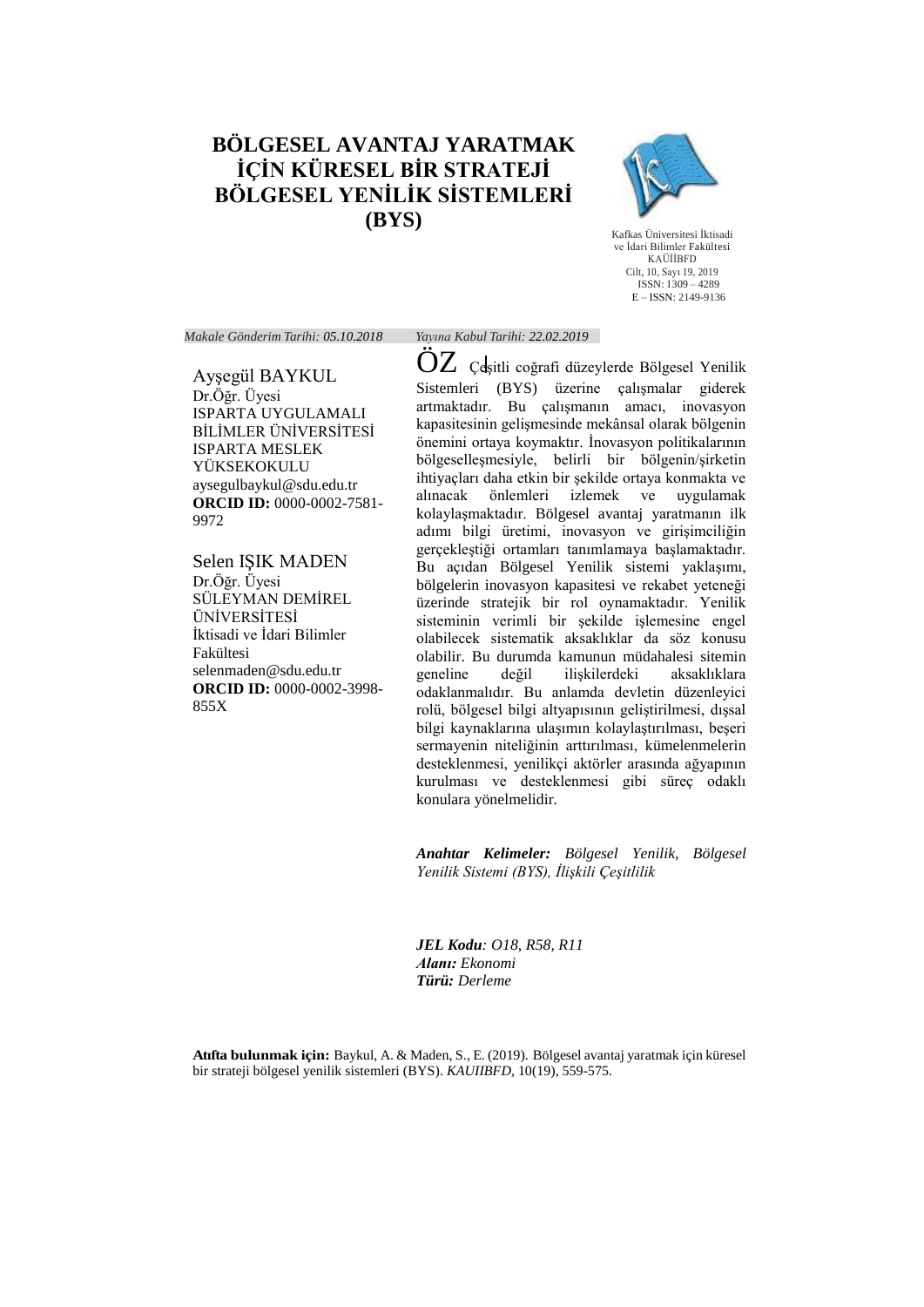# BÖLGESEL AVANTAJ YARATMAK İÇİN KÜRESEL BİR STRATEJİ BÖLGESEL YENİLİK SİSTEMLERİ (BYS)

Kafkas Üniversitesi İktisadi ve İdari Bilimler Fakültesi
KAÜİİBFD
Cilt, 10, Sayı 19, 2019
ISSN: 1309 – 4289
E – ISSN: 2149-9136

*Makale Gönderim Tarihi: 05.10.2018* *Yayına Kabul Tarihi: 22.02.2019*

Ayşegül BAYKUL
Dr.Öğr. Üyesi
ISPARTA UYGULAMALI BİLİMLER ÜNİVERSİTESİ
ISPARTA MESLEK YÜKSEKOKULU
aysegulbaykul@sdu.edu.tr
**ORCID ID:** 0000-0002-7581-9972

Selen IŞIK MADEN
Dr.Öğr. Üyesi
SÜLEYMAN DEMİREL ÜNİVERSİTESİ
İktisadi ve İdari Bilimler Fakültesi
selenmaden@sdu.edu.tr
**ORCID ID:** 0000-0002-3998-855X

## ÖZ

Çeşitli coğrafi düzeylerde Bölgesel Yenilik Sistemleri (BYS) üzerine çalışmalar giderek artmaktadır. Bu çalışmanın amacı, inovasyon kapasitesinin gelişmesinde mekânsal olarak bölgenin önemini ortaya koymaktır. İnovasyon politikalarının bölgeselleşmesiyle, belirli bir bölgenin/şirketin ihtiyaçları daha etkin bir şekilde ortaya konmakta ve alınacak önlemleri izlemek ve uygulamak kolaylaşmaktadır. Bölgesel avantaj yaratmanın ilk adımı bilgi üretimi, inovasyon ve girişimciliğin gerçekleştiği ortamları tanımlamaya başlamaktadır. Bu açıdan Bölgesel Yenilik sistemi yaklaşımı, bölgelerin inovasyon kapasitesi ve rekabet yeteneği üzerinde stratejik bir rol oynamaktadır. Yenilik sisteminin verimli bir şekilde işlemesine engel olabilecek sistematik aksaklıklar da söz konusu olabilir. Bu durumda kamunun müdahalesi sitemin geneline değil ilişkilerdeki aksaklıklara odaklanmalıdır. Bu anlamda devletin düzenleyici rolü, bölgesel bilgi altyapısının geliştirilmesi, dışsal bilgi kaynaklarına ulaşımın kolaylaştırılması, beşeri sermayenin niteliğinin arttırılması, kümelenmelerin desteklenmesi, yenilikçi aktörler arasında ağyapının kurulması ve desteklenmesi gibi süreç odaklı konulara yönelmelidir.

***Anahtar Kelimeler:*** *Bölgesel Yenilik, Bölgesel Yenilik Sistemi (BYS), İlişkili Çeşitlilik*

***JEL Kodu****: O18, R58, R11*
***Alanı:*** *Ekonomi*
***Türü:*** *Derleme*

**Atıfta bulunmak için:** Baykul, A. & Maden, S., E. (2019). Bölgesel avantaj yaratmak için küresel bir strateji bölgesel yenilik sistemleri (BYS). *KAUIIBFD*, 10(19), 559-575.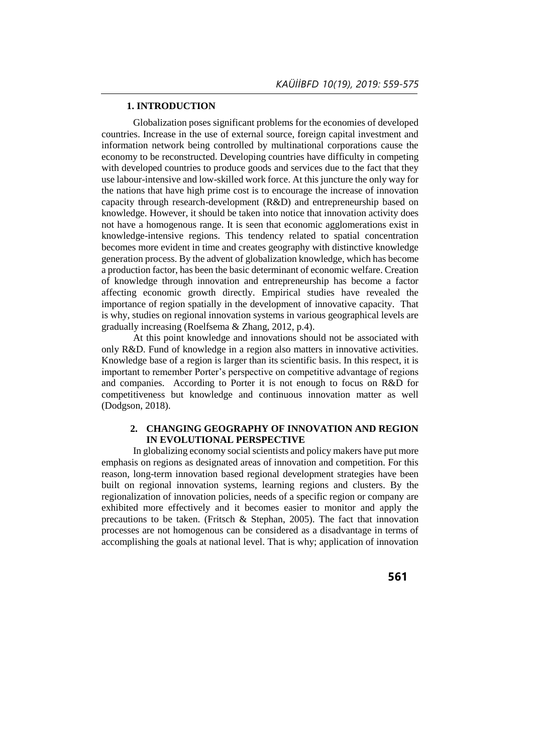## 1. INTRODUCTION

Globalization poses significant problems for the economies of developed countries. Increase in the use of external source, foreign capital investment and information network being controlled by multinational corporations cause the economy to be reconstructed. Developing countries have difficulty in competing with developed countries to produce goods and services due to the fact that they use labour-intensive and low-skilled work force. At this juncture the only way for the nations that have high prime cost is to encourage the increase of innovation capacity through research-development (R&D) and entrepreneurship based on knowledge. However, it should be taken into notice that innovation activity does not have a homogenous range. It is seen that economic agglomerations exist in knowledge-intensive regions. This tendency related to spatial concentration becomes more evident in time and creates geography with distinctive knowledge generation process. By the advent of globalization knowledge, which has become a production factor, has been the basic determinant of economic welfare. Creation of knowledge through innovation and entrepreneurship has become a factor affecting economic growth directly. Empirical studies have revealed the importance of region spatially in the development of innovative capacity. That is why, studies on regional innovation systems in various geographical levels are gradually increasing (Roelfsema & Zhang, 2012, p.4).

At this point knowledge and innovations should not be associated with only R&D. Fund of knowledge in a region also matters in innovative activities. Knowledge base of a region is larger than its scientific basis. In this respect, it is important to remember Porter's perspective on competitive advantage of regions and companies. According to Porter it is not enough to focus on R&D for competitiveness but knowledge and continuous innovation matter as well (Dodgson, 2018).

## 2. CHANGING GEOGRAPHY OF INNOVATION AND REGION IN EVOLUTIONAL PERSPECTIVE

In globalizing economy social scientists and policy makers have put more emphasis on regions as designated areas of innovation and competition. For this reason, long-term innovation based regional development strategies have been built on regional innovation systems, learning regions and clusters. By the regionalization of innovation policies, needs of a specific region or company are exhibited more effectively and it becomes easier to monitor and apply the precautions to be taken. (Fritsch & Stephan, 2005). The fact that innovation processes are not homogenous can be considered as a disadvantage in terms of accomplishing the goals at national level. That is why; application of innovation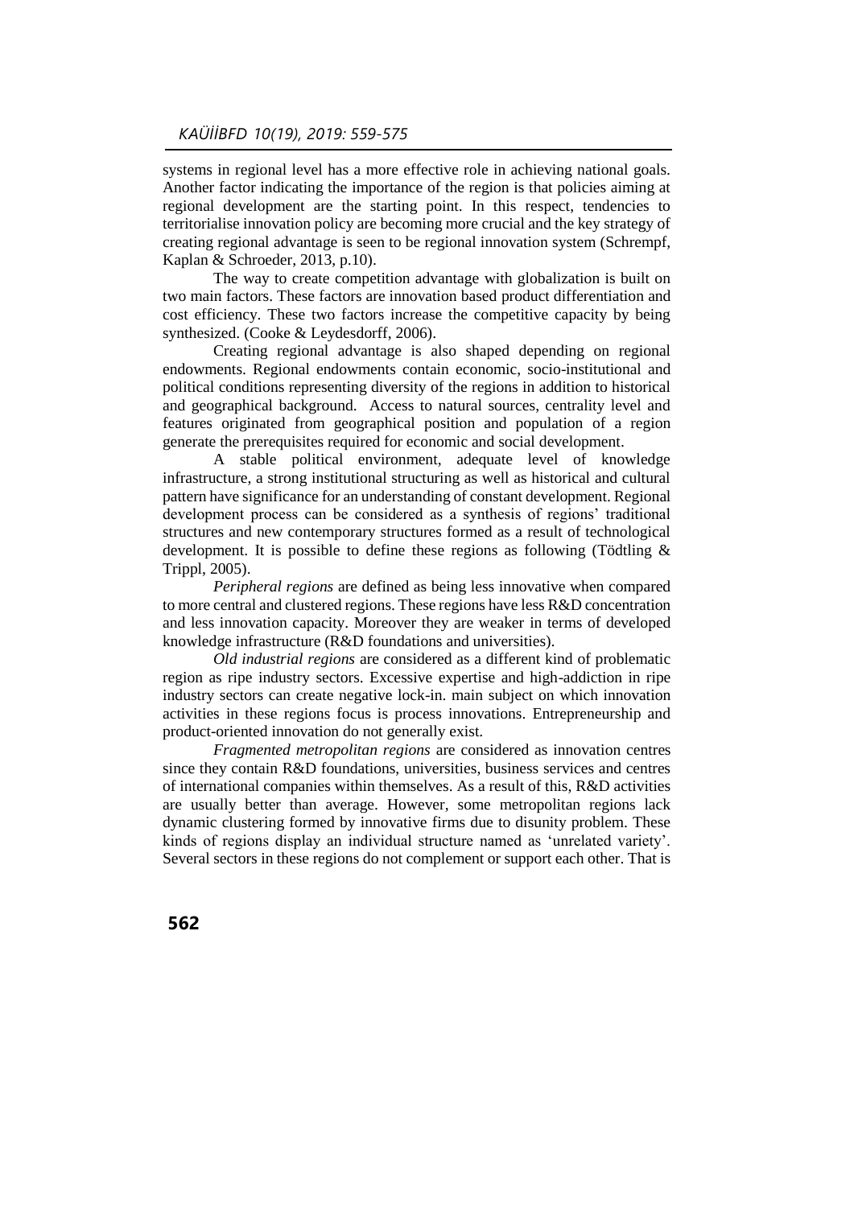systems in regional level has a more effective role in achieving national goals. Another factor indicating the importance of the region is that policies aiming at regional development are the starting point. In this respect, tendencies to territorialise innovation policy are becoming more crucial and the key strategy of creating regional advantage is seen to be regional innovation system (Schrempf, Kaplan & Schroeder, 2013, p.10).

The way to create competition advantage with globalization is built on two main factors. These factors are innovation based product differentiation and cost efficiency. These two factors increase the competitive capacity by being synthesized. (Cooke & Leydesdorff, 2006).

Creating regional advantage is also shaped depending on regional endowments. Regional endowments contain economic, socio-institutional and political conditions representing diversity of the regions in addition to historical and geographical background. Access to natural sources, centrality level and features originated from geographical position and population of a region generate the prerequisites required for economic and social development.

A stable political environment, adequate level of knowledge infrastructure, a strong institutional structuring as well as historical and cultural pattern have significance for an understanding of constant development. Regional development process can be considered as a synthesis of regions' traditional structures and new contemporary structures formed as a result of technological development. It is possible to define these regions as following (Tödtling & Trippl, 2005).

*Peripheral regions* are defined as being less innovative when compared to more central and clustered regions. These regions have less R&D concentration and less innovation capacity. Moreover they are weaker in terms of developed knowledge infrastructure (R&D foundations and universities).

*Old industrial regions* are considered as a different kind of problematic region as ripe industry sectors. Excessive expertise and high-addiction in ripe industry sectors can create negative lock-in. main subject on which innovation activities in these regions focus is process innovations. Entrepreneurship and product-oriented innovation do not generally exist.

*Fragmented metropolitan regions* are considered as innovation centres since they contain R&D foundations, universities, business services and centres of international companies within themselves. As a result of this, R&D activities are usually better than average. However, some metropolitan regions lack dynamic clustering formed by innovative firms due to disunity problem. These kinds of regions display an individual structure named as 'unrelated variety'. Several sectors in these regions do not complement or support each other. That is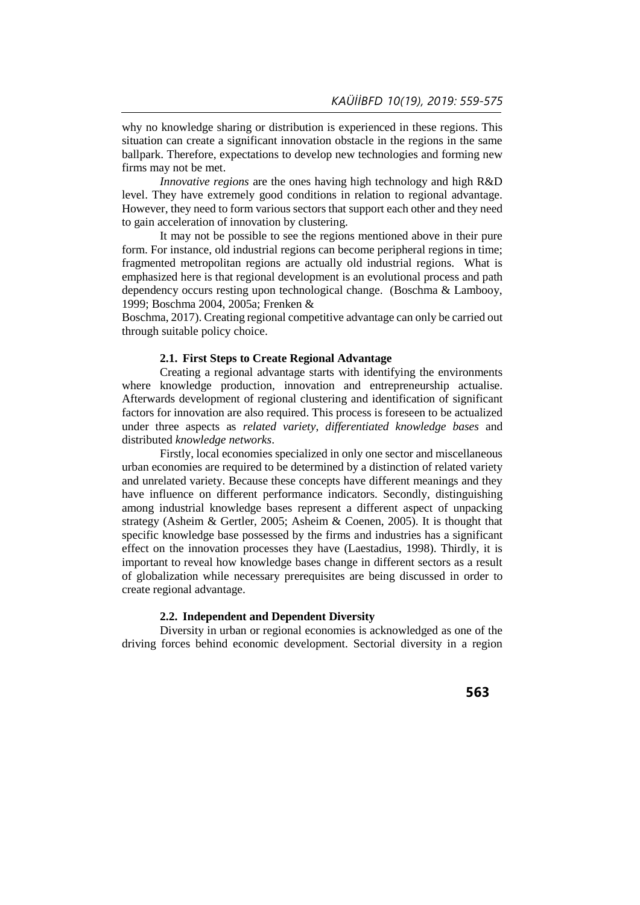why no knowledge sharing or distribution is experienced in these regions. This situation can create a significant innovation obstacle in the regions in the same ballpark. Therefore, expectations to develop new technologies and forming new firms may not be met.

*Innovative regions* are the ones having high technology and high R&D level. They have extremely good conditions in relation to regional advantage. However, they need to form various sectors that support each other and they need to gain acceleration of innovation by clustering.

It may not be possible to see the regions mentioned above in their pure form. For instance, old industrial regions can become peripheral regions in time; fragmented metropolitan regions are actually old industrial regions. What is emphasized here is that regional development is an evolutional process and path dependency occurs resting upon technological change. (Boschma & Lambooy, 1999; Boschma 2004, 2005a; Frenken & Boschma, 2017). Creating regional competitive advantage can only be carried out through suitable policy choice.

### 2.1. First Steps to Create Regional Advantage

Creating a regional advantage starts with identifying the environments where knowledge production, innovation and entrepreneurship actualise. Afterwards development of regional clustering and identification of significant factors for innovation are also required. This process is foreseen to be actualized under three aspects as *related variety, differentiated knowledge bases* and distributed *knowledge networks*.

Firstly, local economies specialized in only one sector and miscellaneous urban economies are required to be determined by a distinction of related variety and unrelated variety. Because these concepts have different meanings and they have influence on different performance indicators. Secondly, distinguishing among industrial knowledge bases represent a different aspect of unpacking strategy (Asheim & Gertler, 2005; Asheim & Coenen, 2005). It is thought that specific knowledge base possessed by the firms and industries has a significant effect on the innovation processes they have (Laestadius, 1998). Thirdly, it is important to reveal how knowledge bases change in different sectors as a result of globalization while necessary prerequisites are being discussed in order to create regional advantage.

### 2.2. Independent and Dependent Diversity

Diversity in urban or regional economies is acknowledged as one of the driving forces behind economic development. Sectorial diversity in a region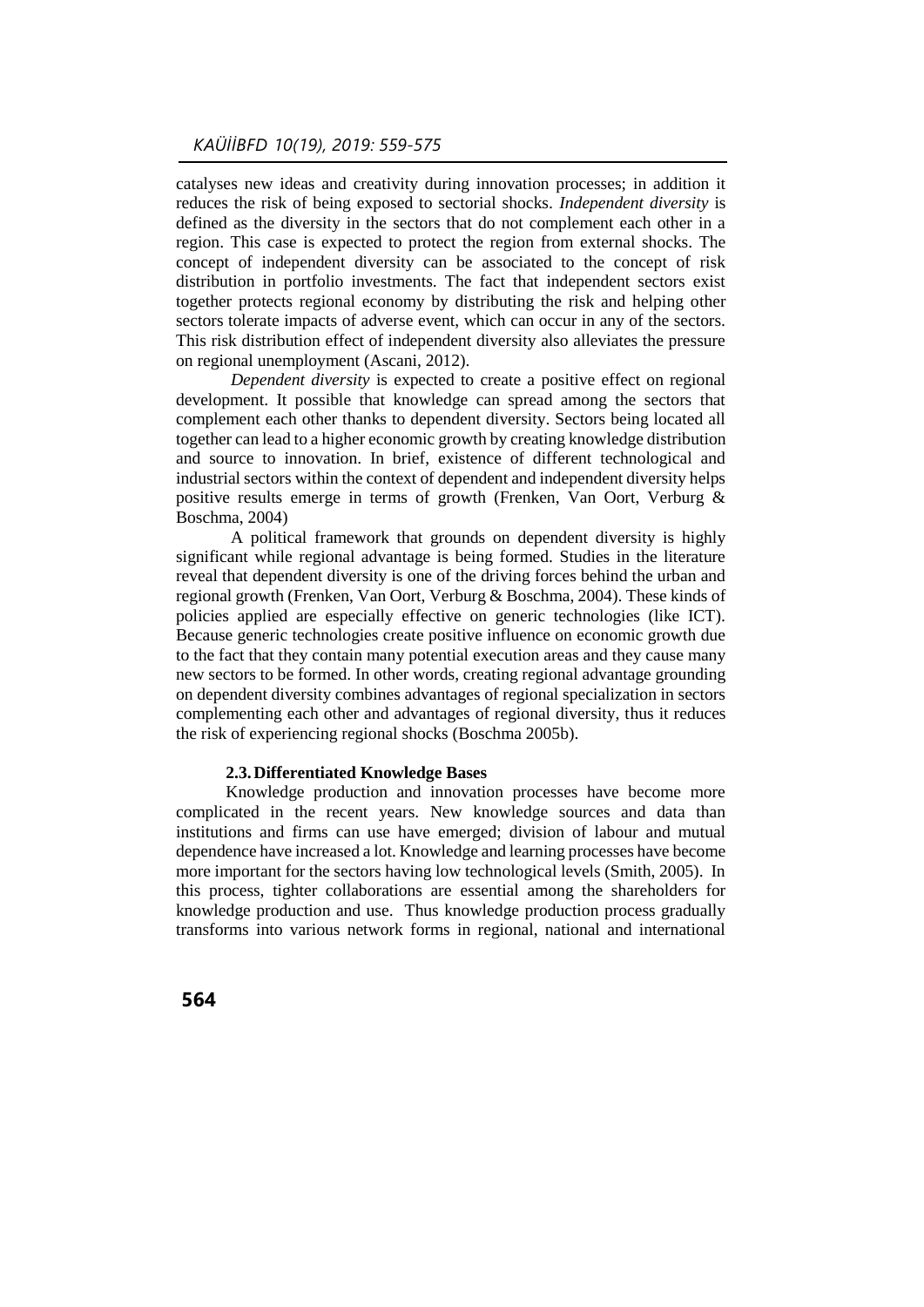catalyses new ideas and creativity during innovation processes; in addition it reduces the risk of being exposed to sectorial shocks. *Independent diversity* is defined as the diversity in the sectors that do not complement each other in a region. This case is expected to protect the region from external shocks. The concept of independent diversity can be associated to the concept of risk distribution in portfolio investments. The fact that independent sectors exist together protects regional economy by distributing the risk and helping other sectors tolerate impacts of adverse event, which can occur in any of the sectors. This risk distribution effect of independent diversity also alleviates the pressure on regional unemployment (Ascani, 2012).

*Dependent diversity* is expected to create a positive effect on regional development. It possible that knowledge can spread among the sectors that complement each other thanks to dependent diversity. Sectors being located all together can lead to a higher economic growth by creating knowledge distribution and source to innovation. In brief, existence of different technological and industrial sectors within the context of dependent and independent diversity helps positive results emerge in terms of growth (Frenken, Van Oort, Verburg & Boschma, 2004)

A political framework that grounds on dependent diversity is highly significant while regional advantage is being formed. Studies in the literature reveal that dependent diversity is one of the driving forces behind the urban and regional growth (Frenken, Van Oort, Verburg & Boschma, 2004). These kinds of policies applied are especially effective on generic technologies (like ICT). Because generic technologies create positive influence on economic growth due to the fact that they contain many potential execution areas and they cause many new sectors to be formed. In other words, creating regional advantage grounding on dependent diversity combines advantages of regional specialization in sectors complementing each other and advantages of regional diversity, thus it reduces the risk of experiencing regional shocks (Boschma 2005b).

### 2.3. Differentiated Knowledge Bases

Knowledge production and innovation processes have become more complicated in the recent years. New knowledge sources and data than institutions and firms can use have emerged; division of labour and mutual dependence have increased a lot. Knowledge and learning processes have become more important for the sectors having low technological levels (Smith, 2005). In this process, tighter collaborations are essential among the shareholders for knowledge production and use. Thus knowledge production process gradually transforms into various network forms in regional, national and international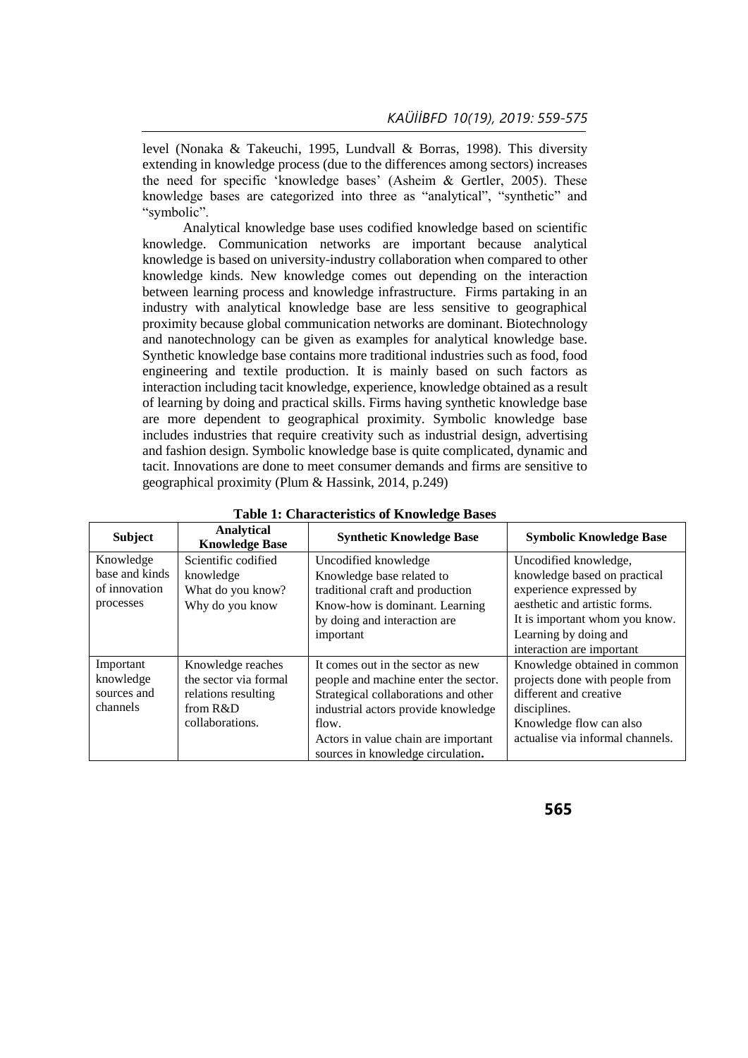level (Nonaka & Takeuchi, 1995, Lundvall & Borras, 1998). This diversity extending in knowledge process (due to the differences among sectors) increases the need for specific 'knowledge bases' (Asheim & Gertler, 2005). These knowledge bases are categorized into three as "analytical", "synthetic" and "symbolic".

Analytical knowledge base uses codified knowledge based on scientific knowledge. Communication networks are important because analytical knowledge is based on university-industry collaboration when compared to other knowledge kinds. New knowledge comes out depending on the interaction between learning process and knowledge infrastructure. Firms partaking in an industry with analytical knowledge base are less sensitive to geographical proximity because global communication networks are dominant. Biotechnology and nanotechnology can be given as examples for analytical knowledge base. Synthetic knowledge base contains more traditional industries such as food, food engineering and textile production. It is mainly based on such factors as interaction including tacit knowledge, experience, knowledge obtained as a result of learning by doing and practical skills. Firms having synthetic knowledge base are more dependent to geographical proximity. Symbolic knowledge base includes industries that require creativity such as industrial design, advertising and fashion design. Symbolic knowledge base is quite complicated, dynamic and tacit. Innovations are done to meet consumer demands and firms are sensitive to geographical proximity (Plum & Hassink, 2014, p.249)

**Table 1: Characteristics of Knowledge Bases**

| Subject | Analytical Knowledge Base | Synthetic Knowledge Base | Symbolic Knowledge Base |
|---|---|---|---|
| Knowledge base and kinds of innovation processes | Scientific codified knowledge What do you know? Why do you know | Uncodified knowledge Knowledge base related to traditional craft and production Know-how is dominant. Learning by doing and interaction are important | Uncodified knowledge, knowledge based on practical experience expressed by aesthetic and artistic forms. It is important whom you know. Learning by doing and interaction are important |
| Important knowledge sources and channels | Knowledge reaches the sector via formal relations resulting from R&D collaborations. | It comes out in the sector as new people and machine enter the sector. Strategical collaborations and other industrial actors provide knowledge flow. Actors in value chain are important sources in knowledge circulation. | Knowledge obtained in common projects done with people from different and creative disciplines. Knowledge flow can also actualise via informal channels. |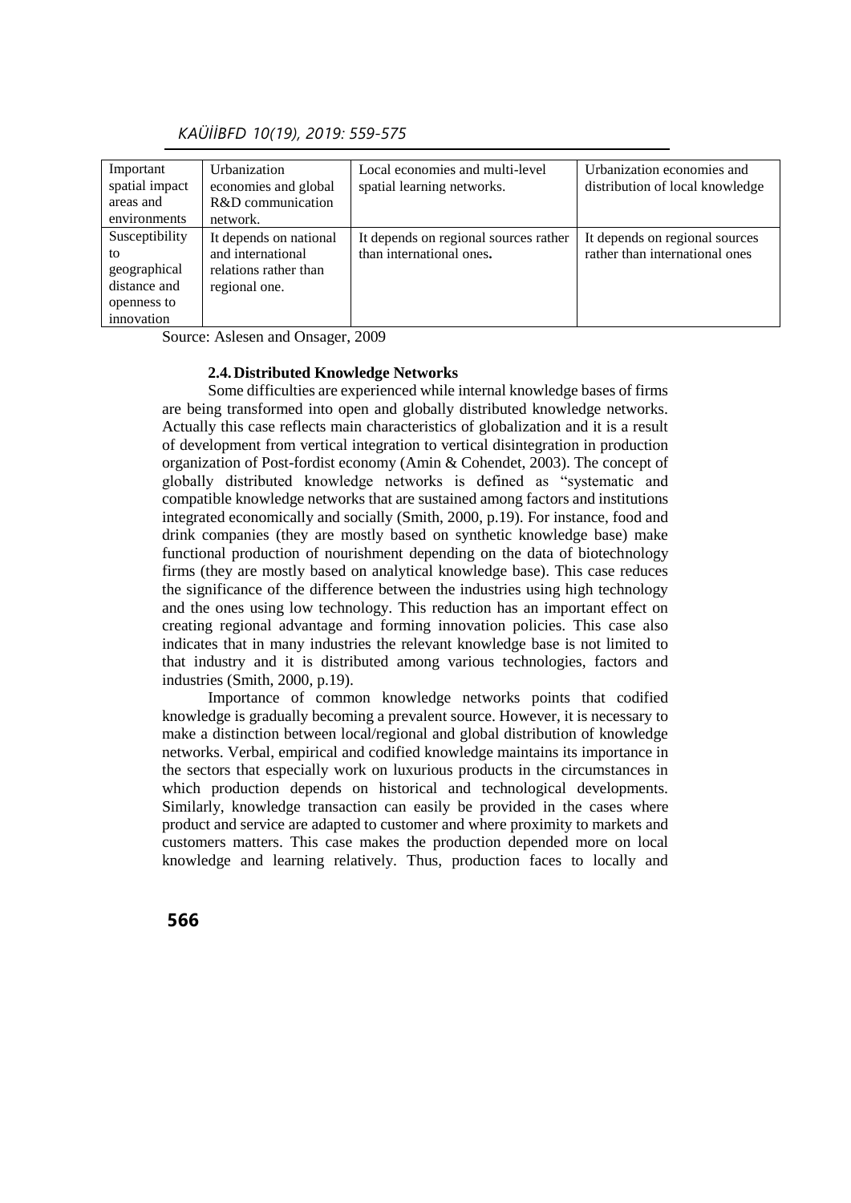| Important spatial impact areas and environments | Urbanization economies and global R&D communication network. | Local economies and multi-level spatial learning networks. | Urbanization economies and distribution of local knowledge |
|---|---|---|---|
| Susceptibility to geographical distance and openness to innovation | It depends on national and international relations rather than regional one. | It depends on regional sources rather than international ones**.** | It depends on regional sources rather than international ones |

Source: Aslesen and Onsager, 2009

### 2.4. Distributed Knowledge Networks

Some difficulties are experienced while internal knowledge bases of firms are being transformed into open and globally distributed knowledge networks. Actually this case reflects main characteristics of globalization and it is a result of development from vertical integration to vertical disintegration in production organization of Post-fordist economy (Amin & Cohendet, 2003). The concept of globally distributed knowledge networks is defined as "systematic and compatible knowledge networks that are sustained among factors and institutions integrated economically and socially (Smith, 2000, p.19). For instance, food and drink companies (they are mostly based on synthetic knowledge base) make functional production of nourishment depending on the data of biotechnology firms (they are mostly based on analytical knowledge base). This case reduces the significance of the difference between the industries using high technology and the ones using low technology. This reduction has an important effect on creating regional advantage and forming innovation policies. This case also indicates that in many industries the relevant knowledge base is not limited to that industry and it is distributed among various technologies, factors and industries (Smith, 2000, p.19).

Importance of common knowledge networks points that codified knowledge is gradually becoming a prevalent source. However, it is necessary to make a distinction between local/regional and global distribution of knowledge networks. Verbal, empirical and codified knowledge maintains its importance in the sectors that especially work on luxurious products in the circumstances in which production depends on historical and technological developments. Similarly, knowledge transaction can easily be provided in the cases where product and service are adapted to customer and where proximity to markets and customers matters. This case makes the production depended more on local knowledge and learning relatively. Thus, production faces to locally and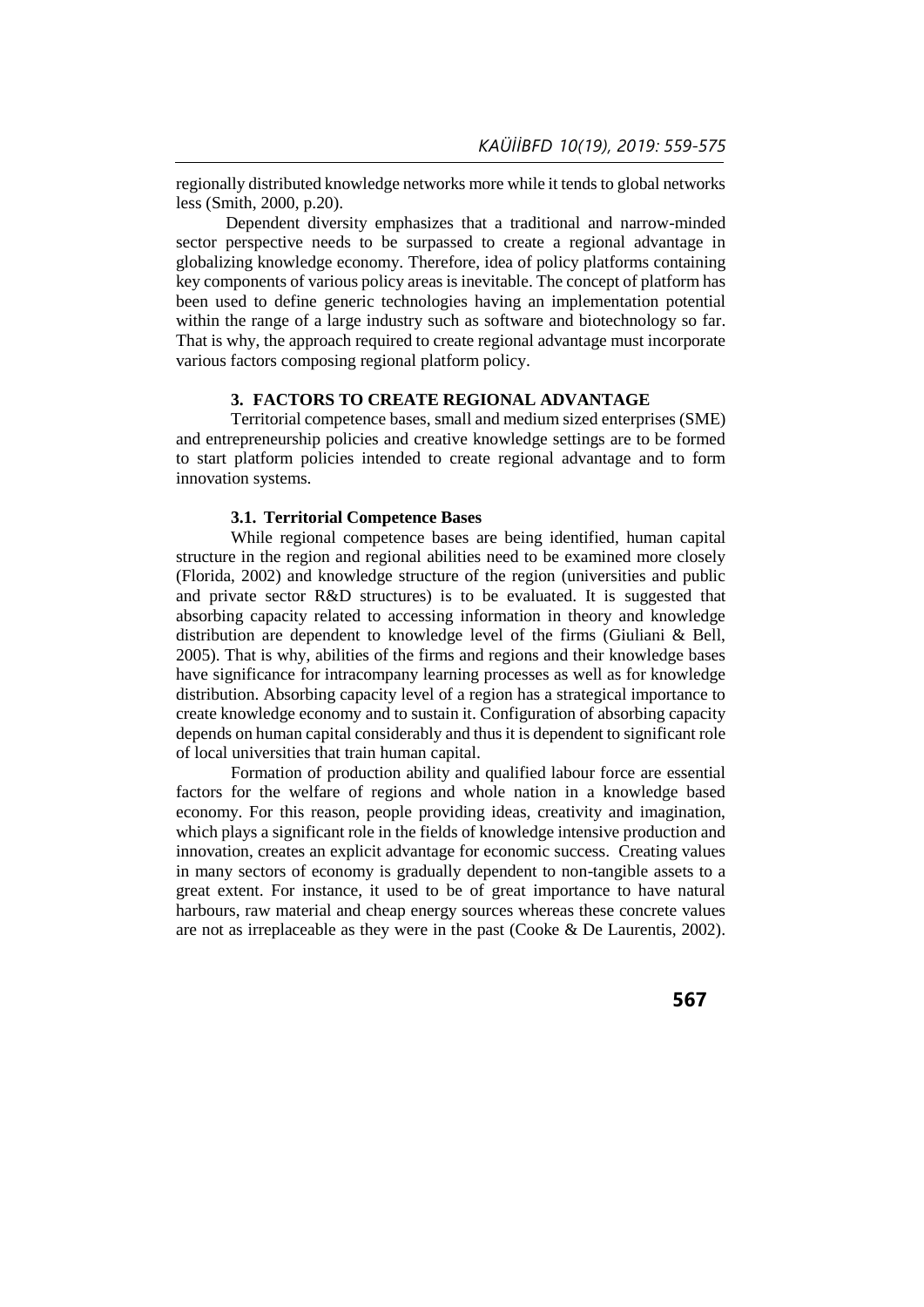regionally distributed knowledge networks more while it tends to global networks less (Smith, 2000, p.20).

Dependent diversity emphasizes that a traditional and narrow-minded sector perspective needs to be surpassed to create a regional advantage in globalizing knowledge economy. Therefore, idea of policy platforms containing key components of various policy areas is inevitable. The concept of platform has been used to define generic technologies having an implementation potential within the range of a large industry such as software and biotechnology so far. That is why, the approach required to create regional advantage must incorporate various factors composing regional platform policy.

## 3. FACTORS TO CREATE REGIONAL ADVANTAGE

Territorial competence bases, small and medium sized enterprises (SME) and entrepreneurship policies and creative knowledge settings are to be formed to start platform policies intended to create regional advantage and to form innovation systems.

### 3.1. Territorial Competence Bases

While regional competence bases are being identified, human capital structure in the region and regional abilities need to be examined more closely (Florida, 2002) and knowledge structure of the region (universities and public and private sector R&D structures) is to be evaluated. It is suggested that absorbing capacity related to accessing information in theory and knowledge distribution are dependent to knowledge level of the firms (Giuliani & Bell, 2005). That is why, abilities of the firms and regions and their knowledge bases have significance for intracompany learning processes as well as for knowledge distribution. Absorbing capacity level of a region has a strategical importance to create knowledge economy and to sustain it. Configuration of absorbing capacity depends on human capital considerably and thus it is dependent to significant role of local universities that train human capital.

Formation of production ability and qualified labour force are essential factors for the welfare of regions and whole nation in a knowledge based economy. For this reason, people providing ideas, creativity and imagination, which plays a significant role in the fields of knowledge intensive production and innovation, creates an explicit advantage for economic success. Creating values in many sectors of economy is gradually dependent to non-tangible assets to a great extent. For instance, it used to be of great importance to have natural harbours, raw material and cheap energy sources whereas these concrete values are not as irreplaceable as they were in the past (Cooke & De Laurentis, 2002).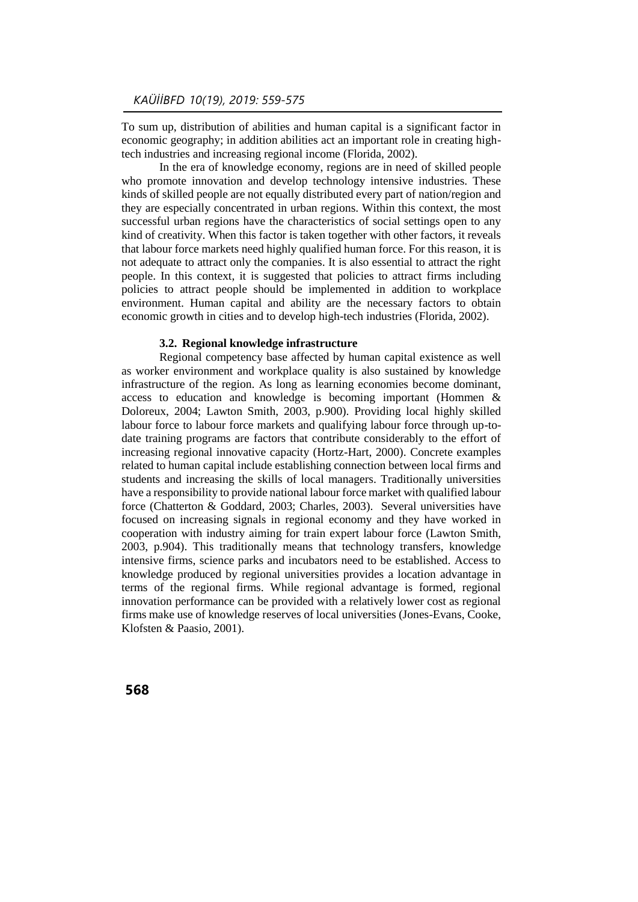To sum up, distribution of abilities and human capital is a significant factor in economic geography; in addition abilities act an important role in creating high-tech industries and increasing regional income (Florida, 2002).

In the era of knowledge economy, regions are in need of skilled people who promote innovation and develop technology intensive industries. These kinds of skilled people are not equally distributed every part of nation/region and they are especially concentrated in urban regions. Within this context, the most successful urban regions have the characteristics of social settings open to any kind of creativity. When this factor is taken together with other factors, it reveals that labour force markets need highly qualified human force. For this reason, it is not adequate to attract only the companies. It is also essential to attract the right people. In this context, it is suggested that policies to attract firms including policies to attract people should be implemented in addition to workplace environment. Human capital and ability are the necessary factors to obtain economic growth in cities and to develop high-tech industries (Florida, 2002).

### 3.2. Regional knowledge infrastructure

Regional competency base affected by human capital existence as well as worker environment and workplace quality is also sustained by knowledge infrastructure of the region. As long as learning economies become dominant, access to education and knowledge is becoming important (Hommen & Doloreux, 2004; Lawton Smith, 2003, p.900). Providing local highly skilled labour force to labour force markets and qualifying labour force through up-to-date training programs are factors that contribute considerably to the effort of increasing regional innovative capacity (Hortz-Hart, 2000). Concrete examples related to human capital include establishing connection between local firms and students and increasing the skills of local managers. Traditionally universities have a responsibility to provide national labour force market with qualified labour force (Chatterton & Goddard, 2003; Charles, 2003). Several universities have focused on increasing signals in regional economy and they have worked in cooperation with industry aiming for train expert labour force (Lawton Smith, 2003, p.904). This traditionally means that technology transfers, knowledge intensive firms, science parks and incubators need to be established. Access to knowledge produced by regional universities provides a location advantage in terms of the regional firms. While regional advantage is formed, regional innovation performance can be provided with a relatively lower cost as regional firms make use of knowledge reserves of local universities (Jones-Evans, Cooke, Klofsten & Paasio, 2001).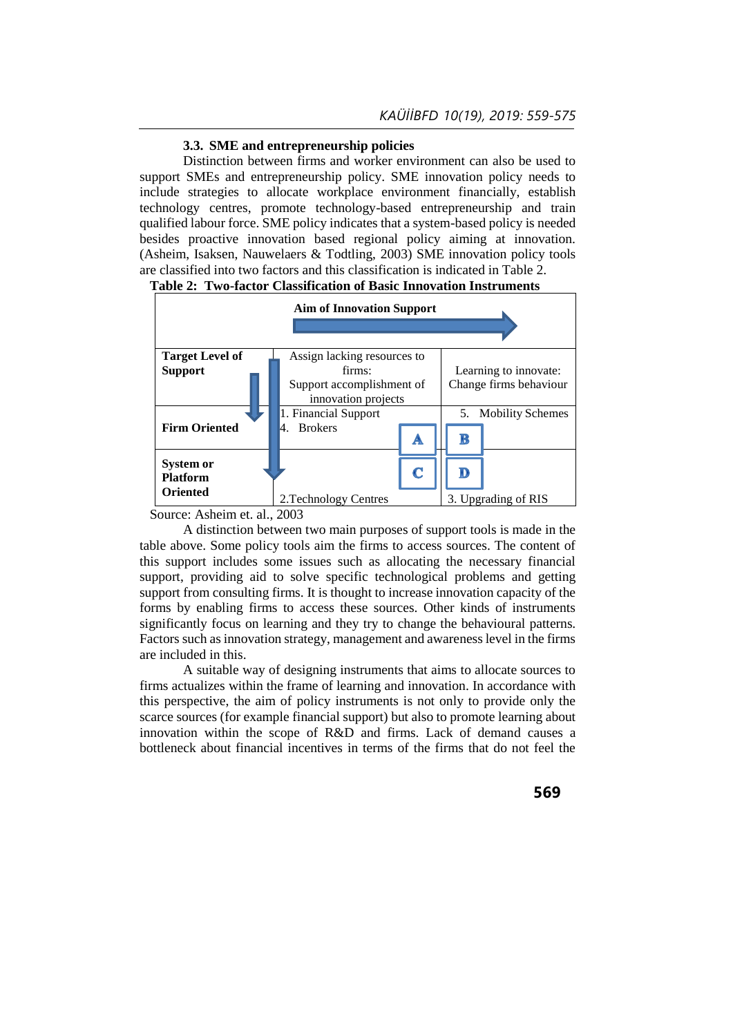### 3.3. SME and entrepreneurship policies

Distinction between firms and worker environment can also be used to support SMEs and entrepreneurship policy. SME innovation policy needs to include strategies to allocate workplace environment financially, establish technology centres, promote technology-based entrepreneurship and train qualified labour force. SME policy indicates that a system-based policy is needed besides proactive innovation based regional policy aiming at innovation. (Asheim, Isaksen, Nauwelaers & Todtling, 2003) SME innovation policy tools are classified into two factors and this classification is indicated in Table 2.

**Table 2: Two-factor Classification of Basic Innovation Instruments**

| | **Aim of Innovation Support** → | |
|---|---|---|
| **Target Level of Support** ↓ | Assign lacking resources to firms: Support accomplishment of innovation projects | Learning to innovate: Change firms behaviour |
| **Firm Oriented** | 1. Financial Support<br>4. Brokers<br>**A** | **B**<br>5. Mobility Schemes |
| **System or Platform Oriented** | **C**<br>2.Technology Centres | **D**<br>3. Upgrading of RIS |

Source: Asheim et. al., 2003

A distinction between two main purposes of support tools is made in the table above. Some policy tools aim the firms to access sources. The content of this support includes some issues such as allocating the necessary financial support, providing aid to solve specific technological problems and getting support from consulting firms. It is thought to increase innovation capacity of the forms by enabling firms to access these sources. Other kinds of instruments significantly focus on learning and they try to change the behavioural patterns. Factors such as innovation strategy, management and awareness level in the firms are included in this.

A suitable way of designing instruments that aims to allocate sources to firms actualizes within the frame of learning and innovation. In accordance with this perspective, the aim of policy instruments is not only to provide only the scarce sources (for example financial support) but also to promote learning about innovation within the scope of R&D and firms. Lack of demand causes a bottleneck about financial incentives in terms of the firms that do not feel the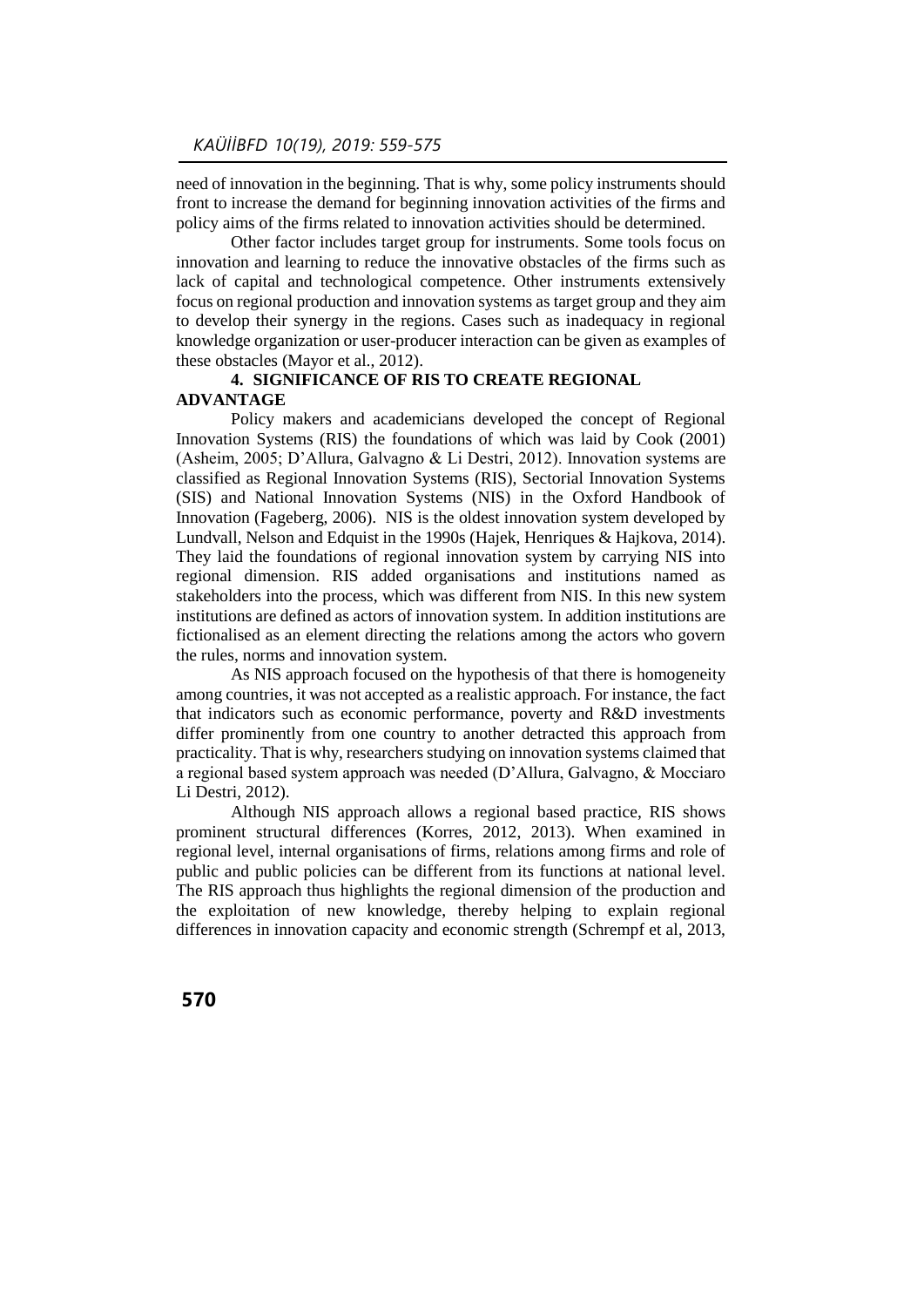need of innovation in the beginning. That is why, some policy instruments should front to increase the demand for beginning innovation activities of the firms and policy aims of the firms related to innovation activities should be determined.

Other factor includes target group for instruments. Some tools focus on innovation and learning to reduce the innovative obstacles of the firms such as lack of capital and technological competence. Other instruments extensively focus on regional production and innovation systems as target group and they aim to develop their synergy in the regions. Cases such as inadequacy in regional knowledge organization or user-producer interaction can be given as examples of these obstacles (Mayor et al., 2012).

## 4. SIGNIFICANCE OF RIS TO CREATE REGIONAL ADVANTAGE

Policy makers and academicians developed the concept of Regional Innovation Systems (RIS) the foundations of which was laid by Cook (2001) (Asheim, 2005; D'Allura, Galvagno & Li Destri, 2012). Innovation systems are classified as Regional Innovation Systems (RIS), Sectorial Innovation Systems (SIS) and National Innovation Systems (NIS) in the Oxford Handbook of Innovation (Fageberg, 2006). NIS is the oldest innovation system developed by Lundvall, Nelson and Edquist in the 1990s (Hajek, Henriques & Hajkova, 2014). They laid the foundations of regional innovation system by carrying NIS into regional dimension. RIS added organisations and institutions named as stakeholders into the process, which was different from NIS. In this new system institutions are defined as actors of innovation system. In addition institutions are fictionalised as an element directing the relations among the actors who govern the rules, norms and innovation system.

As NIS approach focused on the hypothesis of that there is homogeneity among countries, it was not accepted as a realistic approach. For instance, the fact that indicators such as economic performance, poverty and R&D investments differ prominently from one country to another detracted this approach from practicality. That is why, researchers studying on innovation systems claimed that a regional based system approach was needed (D'Allura, Galvagno, & Mocciaro Li Destri, 2012).

Although NIS approach allows a regional based practice, RIS shows prominent structural differences (Korres, 2012, 2013). When examined in regional level, internal organisations of firms, relations among firms and role of public and public policies can be different from its functions at national level. The RIS approach thus highlights the regional dimension of the production and the exploitation of new knowledge, thereby helping to explain regional differences in innovation capacity and economic strength (Schrempf et al, 2013,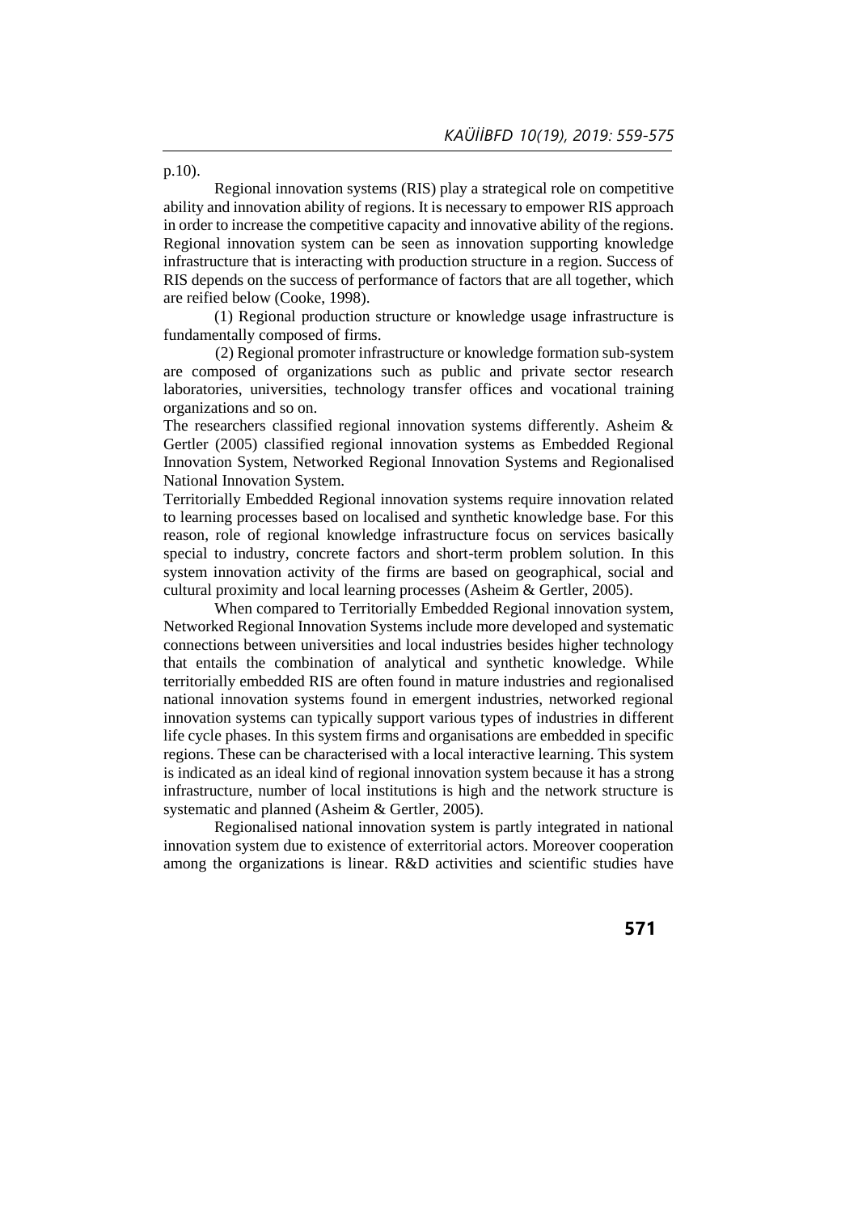p.10).

Regional innovation systems (RIS) play a strategical role on competitive ability and innovation ability of regions. It is necessary to empower RIS approach in order to increase the competitive capacity and innovative ability of the regions. Regional innovation system can be seen as innovation supporting knowledge infrastructure that is interacting with production structure in a region. Success of RIS depends on the success of performance of factors that are all together, which are reified below (Cooke, 1998).

(1) Regional production structure or knowledge usage infrastructure is fundamentally composed of firms.

(2) Regional promoter infrastructure or knowledge formation sub-system are composed of organizations such as public and private sector research laboratories, universities, technology transfer offices and vocational training organizations and so on.

The researchers classified regional innovation systems differently. Asheim & Gertler (2005) classified regional innovation systems as Embedded Regional Innovation System, Networked Regional Innovation Systems and Regionalised National Innovation System.

Territorially Embedded Regional innovation systems require innovation related to learning processes based on localised and synthetic knowledge base. For this reason, role of regional knowledge infrastructure focus on services basically special to industry, concrete factors and short-term problem solution. In this system innovation activity of the firms are based on geographical, social and cultural proximity and local learning processes (Asheim & Gertler, 2005).

When compared to Territorially Embedded Regional innovation system, Networked Regional Innovation Systems include more developed and systematic connections between universities and local industries besides higher technology that entails the combination of analytical and synthetic knowledge. While territorially embedded RIS are often found in mature industries and regionalised national innovation systems found in emergent industries, networked regional innovation systems can typically support various types of industries in different life cycle phases. In this system firms and organisations are embedded in specific regions. These can be characterised with a local interactive learning. This system is indicated as an ideal kind of regional innovation system because it has a strong infrastructure, number of local institutions is high and the network structure is systematic and planned (Asheim & Gertler, 2005).

Regionalised national innovation system is partly integrated in national innovation system due to existence of exterritorial actors. Moreover cooperation among the organizations is linear. R&D activities and scientific studies have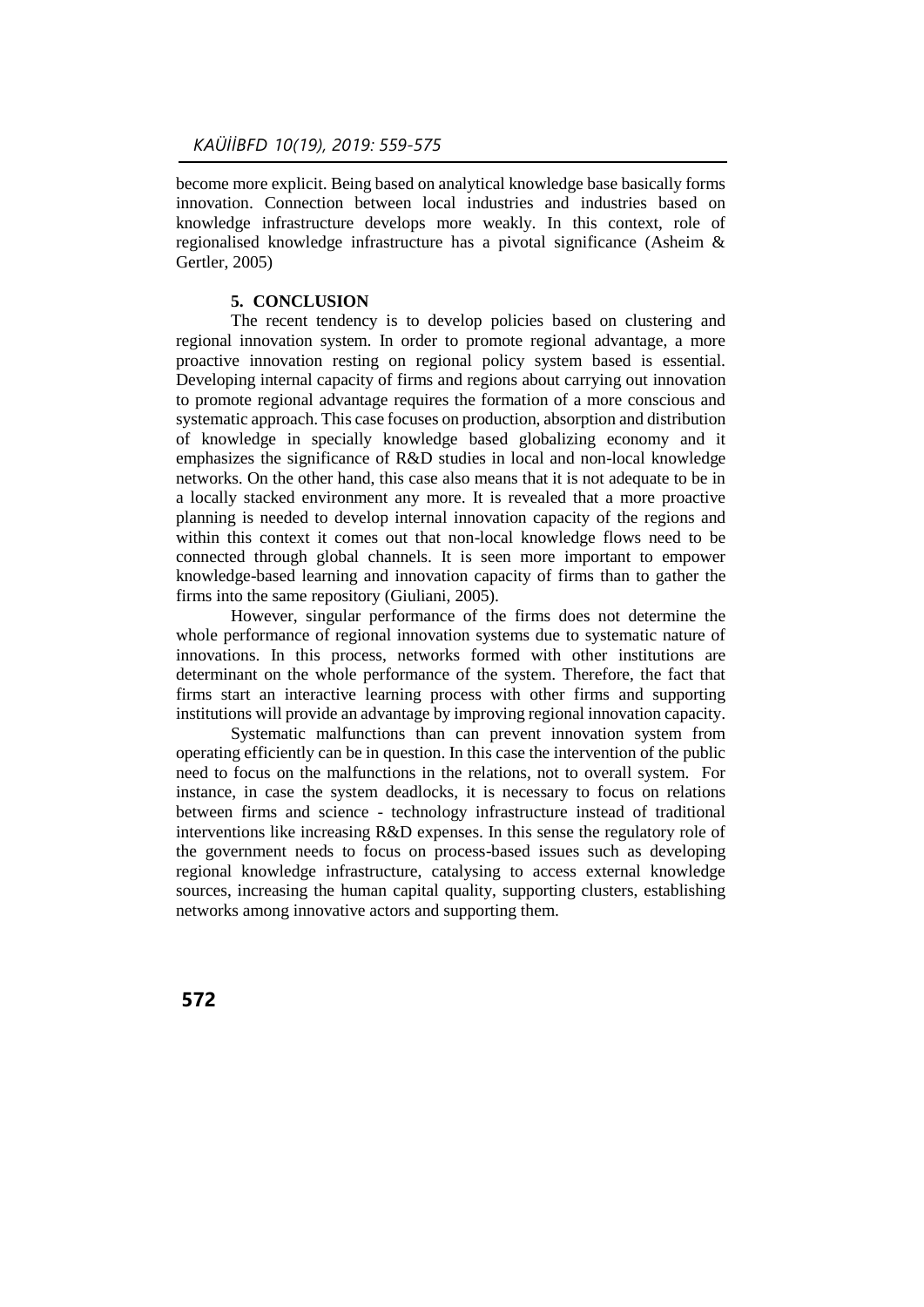become more explicit. Being based on analytical knowledge base basically forms innovation. Connection between local industries and industries based on knowledge infrastructure develops more weakly. In this context, role of regionalised knowledge infrastructure has a pivotal significance (Asheim & Gertler, 2005)

## 5. CONCLUSION

The recent tendency is to develop policies based on clustering and regional innovation system. In order to promote regional advantage, a more proactive innovation resting on regional policy system based is essential. Developing internal capacity of firms and regions about carrying out innovation to promote regional advantage requires the formation of a more conscious and systematic approach. This case focuses on production, absorption and distribution of knowledge in specially knowledge based globalizing economy and it emphasizes the significance of R&D studies in local and non-local knowledge networks. On the other hand, this case also means that it is not adequate to be in a locally stacked environment any more. It is revealed that a more proactive planning is needed to develop internal innovation capacity of the regions and within this context it comes out that non-local knowledge flows need to be connected through global channels. It is seen more important to empower knowledge-based learning and innovation capacity of firms than to gather the firms into the same repository (Giuliani, 2005).

However, singular performance of the firms does not determine the whole performance of regional innovation systems due to systematic nature of innovations. In this process, networks formed with other institutions are determinant on the whole performance of the system. Therefore, the fact that firms start an interactive learning process with other firms and supporting institutions will provide an advantage by improving regional innovation capacity.

Systematic malfunctions than can prevent innovation system from operating efficiently can be in question. In this case the intervention of the public need to focus on the malfunctions in the relations, not to overall system. For instance, in case the system deadlocks, it is necessary to focus on relations between firms and science - technology infrastructure instead of traditional interventions like increasing R&D expenses. In this sense the regulatory role of the government needs to focus on process-based issues such as developing regional knowledge infrastructure, catalysing to access external knowledge sources, increasing the human capital quality, supporting clusters, establishing networks among innovative actors and supporting them.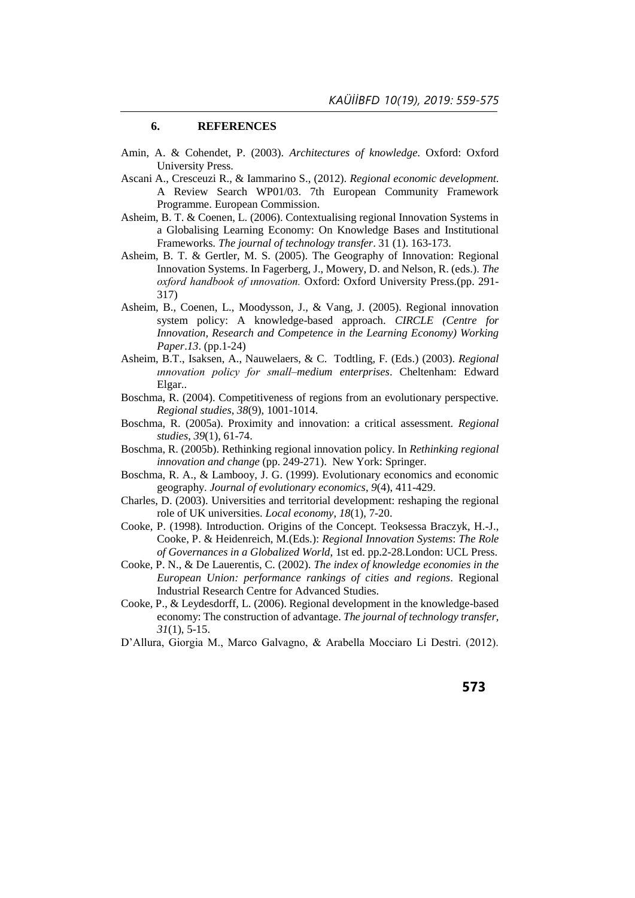## 6. REFERENCES

Amin, A. & Cohendet, P. (2003). *Architectures of knowledge.* Oxford: Oxford University Press.

Ascani A., Cresceuzi R., & Iammarino S., (2012). *Regional economic development.* A Review Search WP01/03. 7th European Community Framework Programme. European Commission.

Asheim, B. T. & Coenen, L. (2006). Contextualising regional Innovation Systems in a Globalising Learning Economy: On Knowledge Bases and Institutional Frameworks*. The journal of technology transfer*. 31 (1). 163-173.

Asheim, B. T. & Gertler, M. S. (2005). The Geography of Innovation: Regional Innovation Systems. In Fagerberg, J., Mowery, D. and Nelson, R. (eds.). *The oxford handbook of ınnovation.* Oxford: Oxford University Press.(pp. 291-317)

Asheim, B., Coenen, L., Moodysson, J., & Vang, J. (2005). Regional innovation system policy: A knowledge-based approach. *CIRCLE (Centre for Innovation, Research and Competence in the Learning Economy) Working Paper*.*13*. (pp.1-24)

Asheim, B.T., Isaksen, A., Nauwelaers, & C. Todtling, F. (Eds.) (2003). *Regional ınnovation policy for small–medium enterprises*. Cheltenham: Edward Elgar..

Boschma, R. (2004). Competitiveness of regions from an evolutionary perspective. *Regional studies*, *38*(9), 1001-1014.

Boschma, R. (2005a). Proximity and innovation: a critical assessment. *Regional studies*, *39*(1), 61-74.

Boschma, R. (2005b). Rethinking regional innovation policy. In *Rethinking regional innovation and change* (pp. 249-271). New York: Springer.

Boschma, R. A., & Lambooy, J. G. (1999). Evolutionary economics and economic geography. *Journal of evolutionary economics*, *9*(4), 411-429.

Charles, D. (2003). Universities and territorial development: reshaping the regional role of UK universities. *Local economy*, *18*(1), 7-20.

Cooke, P. (1998). Introduction. Origins of the Concept. Teoksessa Braczyk, H.-J., Cooke, P. & Heidenreich, M.(Eds.): *Regional Innovation Systems*: *The Role of Governances in a Globalized World*, 1st ed. pp.2-28.London: UCL Press.

Cooke, P. N., & De Lauerentis, C. (2002). *The index of knowledge economies in the European Union: performance rankings of cities and regions*. Regional Industrial Research Centre for Advanced Studies.

Cooke, P., & Leydesdorff, L. (2006). Regional development in the knowledge-based economy: The construction of advantage. *The journal of technology transfer*, *31*(1), 5-15.

D'Allura, Giorgia M., Marco Galvagno, & Arabella Mocciaro Li Destri. (2012).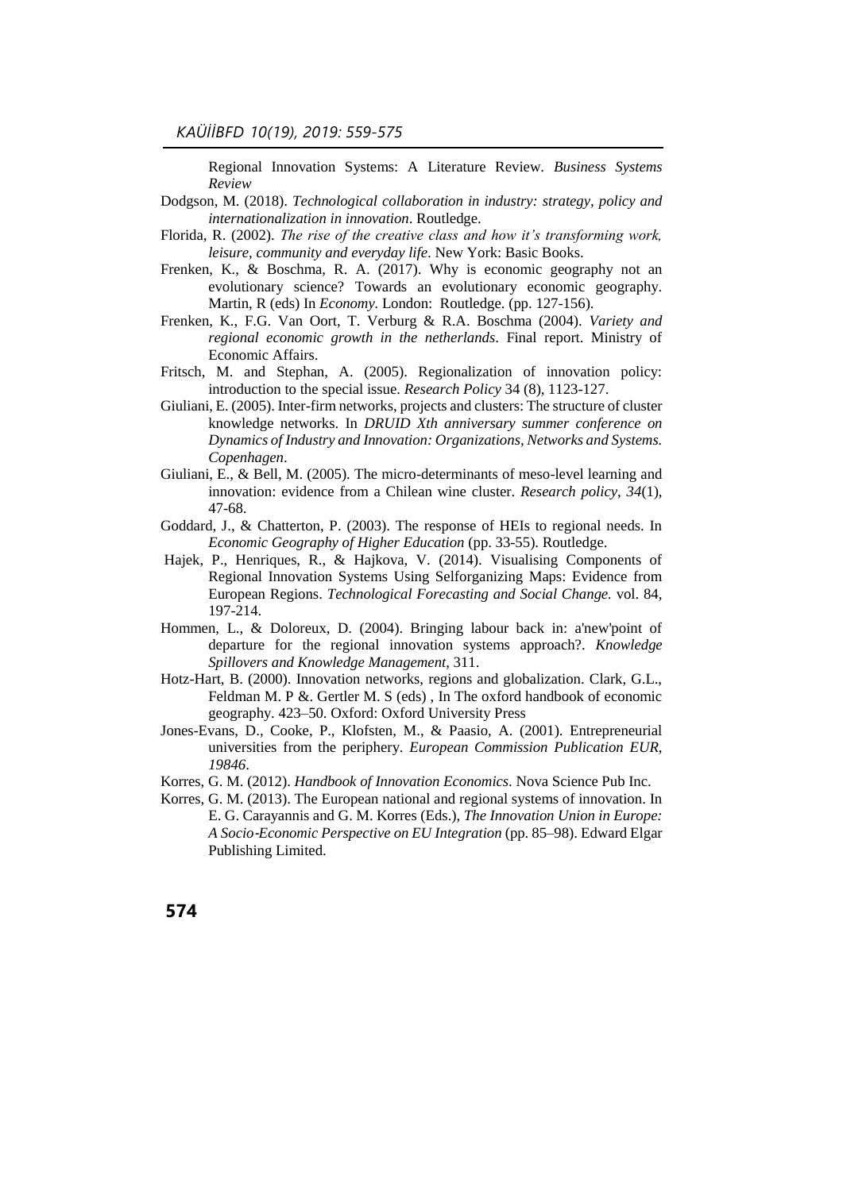Regional Innovation Systems: A Literature Review. *Business Systems Review*

Dodgson, M. (2018). *Technological collaboration in industry: strategy, policy and internationalization in innovation*. Routledge.

Florida, R. (2002). *The rise of the creative class and how it's transforming work, leisure, community and everyday life*. New York: Basic Books.

Frenken, K., & Boschma, R. A. (2017). Why is economic geography not an evolutionary science? Towards an evolutionary economic geography. Martin, R (eds) In *Economy*. London: Routledge. (pp. 127-156).

Frenken, K., F.G. Van Oort, T. Verburg & R.A. Boschma (2004). *Variety and regional economic growth in the netherlands*. Final report. Ministry of Economic Affairs.

Fritsch, M. and Stephan, A. (2005). Regionalization of innovation policy: introduction to the special issue. *Research Policy* 34 (8), 1123-127.

Giuliani, E. (2005). Inter-firm networks, projects and clusters: The structure of cluster knowledge networks. In *DRUID Xth anniversary summer conference on Dynamics of Industry and Innovation: Organizations, Networks and Systems. Copenhagen*.

Giuliani, E., & Bell, M. (2005). The micro-determinants of meso-level learning and innovation: evidence from a Chilean wine cluster. *Research policy*, *34*(1), 47-68.

Goddard, J., & Chatterton, P. (2003). The response of HEIs to regional needs. In *Economic Geography of Higher Education* (pp. 33-55). Routledge.

Hajek, P., Henriques, R., & Hajkova, V. (2014). Visualising Components of Regional Innovation Systems Using Selforganizing Maps: Evidence from European Regions. *Technological Forecasting and Social Change.* vol. 84, 197-214.

Hommen, L., & Doloreux, D. (2004). Bringing labour back in: a'new'point of departure for the regional innovation systems approach?. *Knowledge Spillovers and Knowledge Management*, 311.

Hotz-Hart, B. (2000). Innovation networks, regions and globalization. Clark, G.L., Feldman M. P &. Gertler M. S (eds) , In The oxford handbook of economic geography. 423–50. Oxford: Oxford University Press

Jones-Evans, D., Cooke, P., Klofsten, M., & Paasio, A. (2001). Entrepreneurial universities from the periphery. *European Commission Publication EUR*, *19846*.

Korres, G. M. (2012). *Handbook of Innovation Economics*. Nova Science Pub Inc.

Korres, G. M. (2013). The European national and regional systems of innovation. In E. G. Carayannis and G. M. Korres (Eds.), *The Innovation Union in Europe: A Socio-Economic Perspective on EU Integration* (pp. 85–98). Edward Elgar Publishing Limited.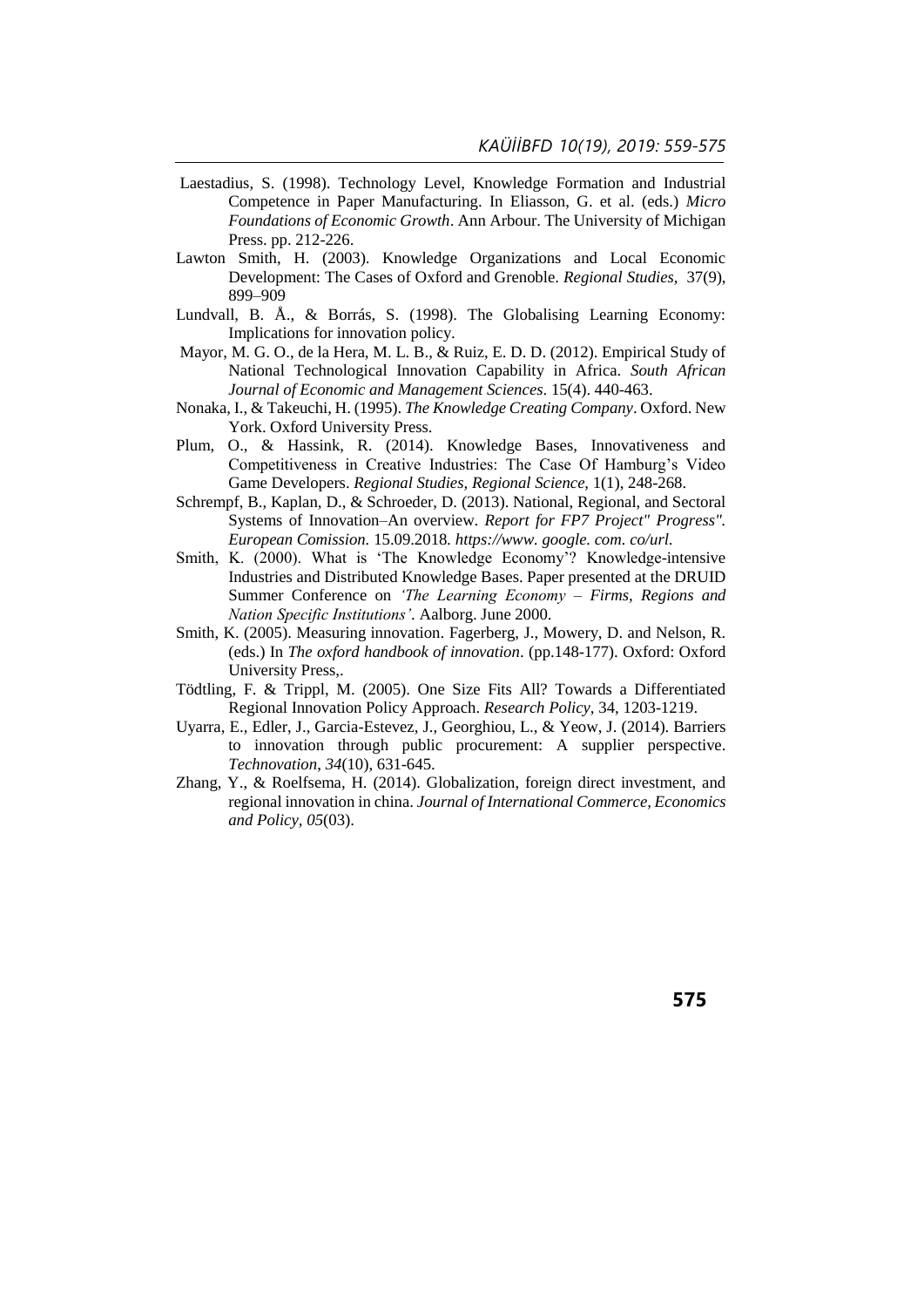Laestadius, S. (1998). Technology Level, Knowledge Formation and Industrial Competence in Paper Manufacturing. In Eliasson, G. et al. (eds.) *Micro Foundations of Economic Growth*. Ann Arbour. The University of Michigan Press. pp. 212-226.

Lawton Smith, H. (2003). Knowledge Organizations and Local Economic Development: The Cases of Oxford and Grenoble. *Regional Studies*, 37(9), 899–909

Lundvall, B. Å., & Borrás, S. (1998). The Globalising Learning Economy: Implications for innovation policy.

Mayor, M. G. O., de la Hera, M. L. B., & Ruiz, E. D. D. (2012). Empirical Study of National Technological Innovation Capability in Africa. *South African Journal of Economic and Management Sciences*. 15(4). 440-463.

Nonaka, I., & Takeuchi, H. (1995). *The Knowledge Creating Company*. Oxford. New York. Oxford University Press.

Plum, O., & Hassink, R. (2014). Knowledge Bases, Innovativeness and Competitiveness in Creative Industries: The Case Of Hamburg's Video Game Developers. *Regional Studies, Regional Science*, 1(1), 248-268.

Schrempf, B., Kaplan, D., & Schroeder, D. (2013). National, Regional, and Sectoral Systems of Innovation–An overview. *Report for FP7 Project" Progress". European Comission.* 15.09.2018. *https://www. google. com. co/url.*

Smith, K. (2000). What is 'The Knowledge Economy'? Knowledge-intensive Industries and Distributed Knowledge Bases. Paper presented at the DRUID Summer Conference on *'The Learning Economy – Firms, Regions and Nation Specific Institutions'*. Aalborg. June 2000.

Smith, K. (2005). Measuring innovation. Fagerberg, J., Mowery, D. and Nelson, R. (eds.) In *The oxford handbook of innovation*. (pp.148-177). Oxford: Oxford University Press,.

Tödtling, F. & Trippl, M. (2005). One Size Fits All? Towards a Differentiated Regional Innovation Policy Approach. *Research Policy*, 34, 1203-1219.

Uyarra, E., Edler, J., Garcia-Estevez, J., Georghiou, L., & Yeow, J. (2014). Barriers to innovation through public procurement: A supplier perspective. *Technovation*, *34*(10), 631-645.

Zhang, Y., & Roelfsema, H. (2014). Globalization, foreign direct investment, and regional innovation in china. *Journal of International Commerce, Economics and Policy*, *05*(03).